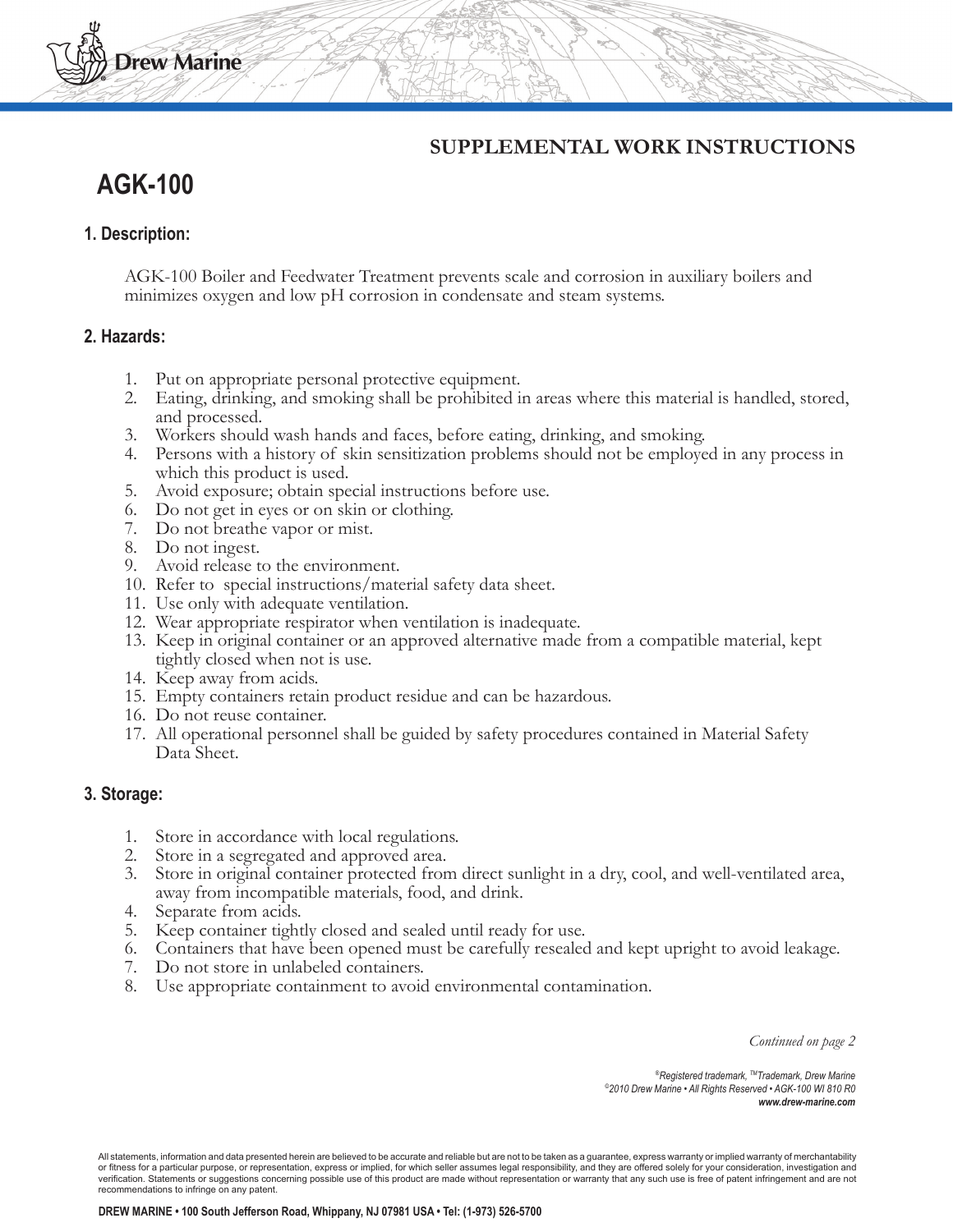Drew Marine

**SUPPLEMENTAL WORK INSTRUCTIONS**

# AGK-100

## 1. Description:

AGK-100 Boiler and Feedwater Treatment prevents scale and corrosion in auxiliary boilers and minimizes oxygen and low pH corrosion in condensate and steam systems.

## 2. Hazards:

1. Put on appropriate personal protective equipment.
2. Eating, drinking, and smoking shall be prohibited in areas where this material is handled, stored, and processed.
3. Workers should wash hands and faces, before eating, drinking, and smoking.
4. Persons with a history of skin sensitization problems should not be employed in any process in which this product is used.
5. Avoid exposure; obtain special instructions before use.
6. Do not get in eyes or on skin or clothing.
7. Do not breathe vapor or mist.
8. Do not ingest.
9. Avoid release to the environment.
10. Refer to special instructions/material safety data sheet.
11. Use only with adequate ventilation.
12. Wear appropriate respirator when ventilation is inadequate.
13. Keep in original container or an approved alternative made from a compatible material, kept tightly closed when not is use.
14. Keep away from acids.
15. Empty containers retain product residue and can be hazardous.
16. Do not reuse container.
17. All operational personnel shall be guided by safety procedures contained in Material Safety Data Sheet.

## 3. Storage:

1. Store in accordance with local regulations.
2. Store in a segregated and approved area.
3. Store in original container protected from direct sunlight in a dry, cool, and well-ventilated area, away from incompatible materials, food, and drink.
4. Separate from acids.
5. Keep container tightly closed and sealed until ready for use.
6. Containers that have been opened must be carefully resealed and kept upright to avoid leakage.
7. Do not store in unlabeled containers.
8. Use appropriate containment to avoid environmental contamination.

*Continued on page 2*

*®Registered trademark, ™Trademark, Drew Marine*
*©2010 Drew Marine • All Rights Reserved • AGK-100 WI 810 R0*
***www.drew-marine.com***

All statements, information and data presented herein are believed to be accurate and reliable but are not to be taken as a guarantee, express warranty or implied warranty of merchantability or fitness for a particular purpose, or representation, express or implied, for which seller assumes legal responsibility, and they are offered solely for your consideration, investigation and verification. Statements or suggestions concerning possible use of this product are made without representation or warranty that any such use is free of patent infringement and are not recommendations to infringe on any patent.

**DREW MARINE • 100 South Jefferson Road, Whippany, NJ 07981 USA • Tel: (1-973) 526-5700**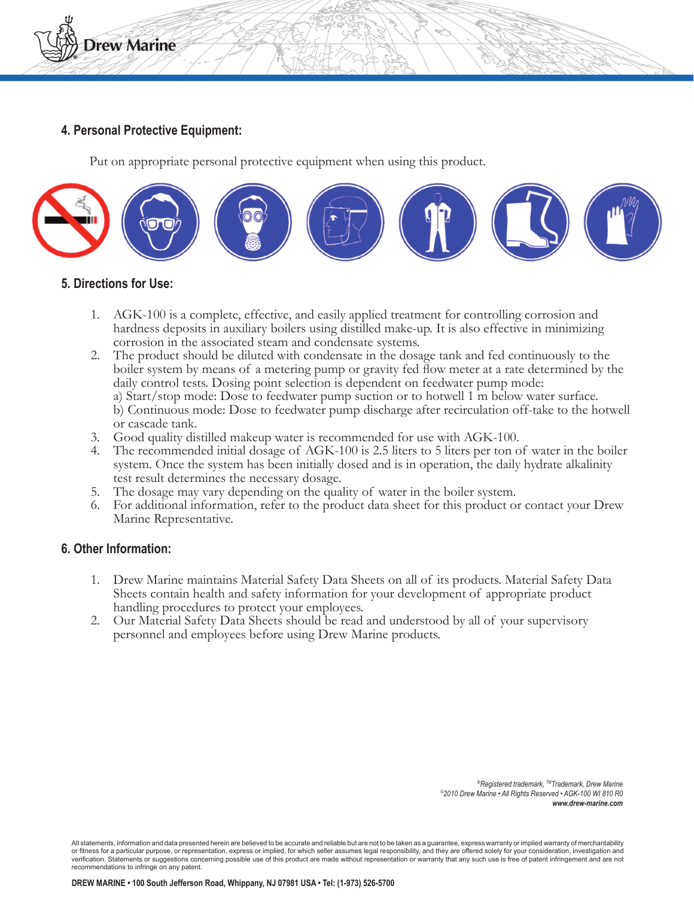## 4. Personal Protective Equipment:

Put on appropriate personal protective equipment when using this product.

## 5. Directions for Use:

1. AGK-100 is a complete, effective, and easily applied treatment for controlling corrosion and hardness deposits in auxiliary boilers using distilled make-up. It is also effective in minimizing corrosion in the associated steam and condensate systems.
2. The product should be diluted with condensate in the dosage tank and fed continuously to the boiler system by means of a metering pump or gravity fed flow meter at a rate determined by the daily control tests. Dosing point selection is dependent on feedwater pump mode:
   a) Start/stop mode: Dose to feedwater pump suction or to hotwell 1 m below water surface.
   b) Continuous mode: Dose to feedwater pump discharge after recirculation off-take to the hotwell or cascade tank.
3. Good quality distilled makeup water is recommended for use with AGK-100.
4. The recommended initial dosage of AGK-100 is 2.5 liters to 5 liters per ton of water in the boiler system. Once the system has been initially dosed and is in operation, the daily hydrate alkalinity test result determines the necessary dosage.
5. The dosage may vary depending on the quality of water in the boiler system.
6. For additional information, refer to the product data sheet for this product or contact your Drew Marine Representative.

## 6. Other Information:

1. Drew Marine maintains Material Safety Data Sheets on all of its products. Material Safety Data Sheets contain health and safety information for your development of appropriate product handling procedures to protect your employees.
2. Our Material Safety Data Sheets should be read and understood by all of your supervisory personnel and employees before using Drew Marine products.

*®Registered trademark, ™Trademark, Drew Marine*
*©2010 Drew Marine • All Rights Reserved • AGK-100 WI 810 R0*
***www.drew-marine.com***

All statements, information and data presented herein are believed to be accurate and reliable but are not to be taken as a guarantee, express warranty or implied warranty of merchantability or fitness for a particular purpose, or representation, express or implied, for which seller assumes legal responsibility, and they are offered solely for your consideration, investigation and verification. Statements or suggestions concerning possible use of this product are made without representation or warranty that any such use is free of patent infringement and are not recommendations to infringe on any patent.

**DREW MARINE • 100 South Jefferson Road, Whippany, NJ 07981 USA • Tel: (1-973) 526-5700**